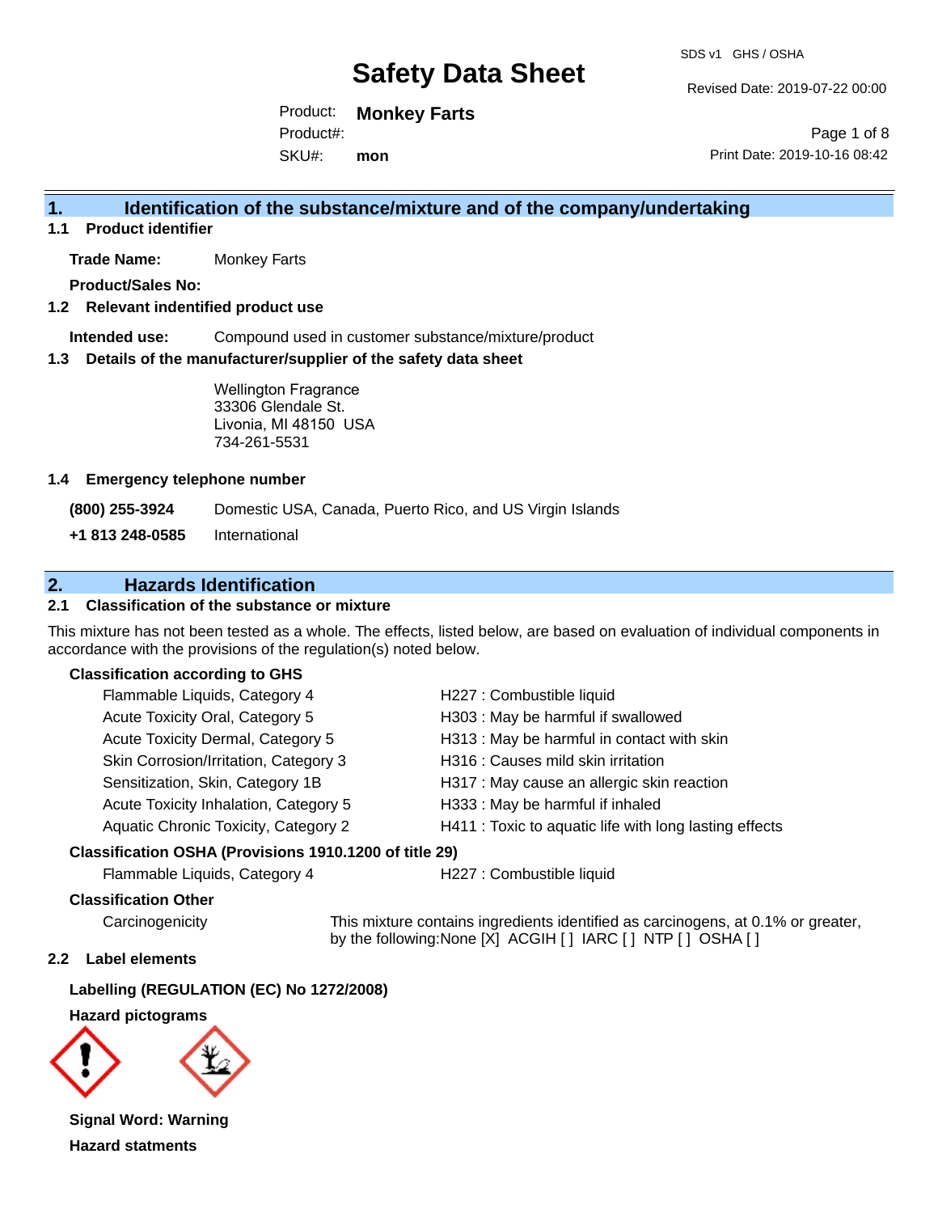# Safety Data Sheet

SDS v1 GHS / OSHA

Revised Date: 2019-07-22 00:00

Product: **Monkey Farts**

Product#:

SKU#: **mon**

Print Date: 2019-10-16 08:42

## 1. Identification of the substance/mixture and of the company/undertaking

### 1.1 Product identifier

**Trade Name:** Monkey Farts

**Product/Sales No:**

### 1.2 Relevant identified product use

**Intended use:** Compound used in customer substance/mixture/product

### 1.3 Details of the manufacturer/supplier of the safety data sheet

Wellington Fragrance
33306 Glendale St.
Livonia, MI 48150 USA
734-261-5531

### 1.4 Emergency telephone number

**(800) 255-3924** Domestic USA, Canada, Puerto Rico, and US Virgin Islands

**+1 813 248-0585** International

## 2. Hazards Identification

### 2.1 Classification of the substance or mixture

This mixture has not been tested as a whole. The effects, listed below, are based on evaluation of individual components in accordance with the provisions of the regulation(s) noted below.

**Classification according to GHS**

| | |
|---|---|
| Flammable Liquids, Category 4 | H227 : Combustible liquid |
| Acute Toxicity Oral, Category 5 | H303 : May be harmful if swallowed |
| Acute Toxicity Dermal, Category 5 | H313 : May be harmful in contact with skin |
| Skin Corrosion/Irritation, Category 3 | H316 : Causes mild skin irritation |
| Sensitization, Skin, Category 1B | H317 : May cause an allergic skin reaction |
| Acute Toxicity Inhalation, Category 5 | H333 : May be harmful if inhaled |
| Aquatic Chronic Toxicity, Category 2 | H411 : Toxic to aquatic life with long lasting effects |

**Classification OSHA (Provisions 1910.1200 of title 29)**

| | |
|---|---|
| Flammable Liquids, Category 4 | H227 : Combustible liquid |

**Classification Other**

Carcinogenicity — This mixture contains ingredients identified as carcinogens, at 0.1% or greater, by the following:None [X] ACGIH [ ] IARC [ ] NTP [ ] OSHA [ ]

### 2.2 Label elements

**Labelling (REGULATION (EC) No 1272/2008)**

**Hazard pictograms**

**Signal Word: Warning**

**Hazard statments**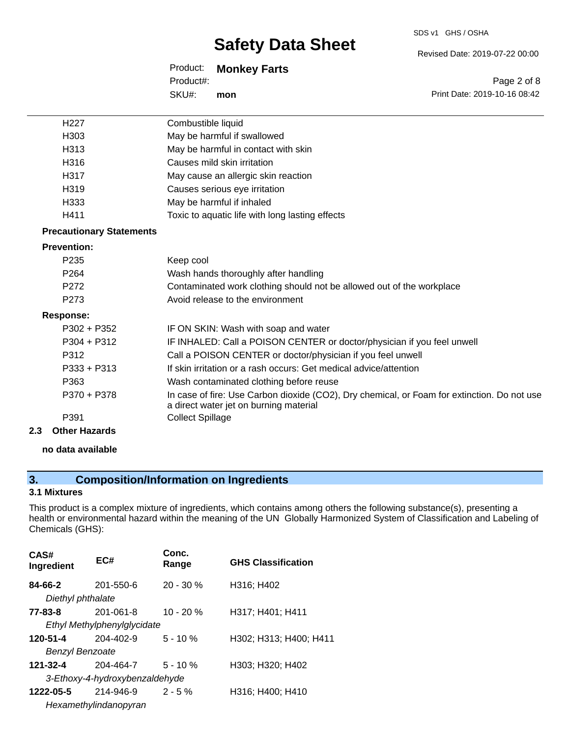| | |
|---|---|
| H227 | Combustible liquid |
| H303 | May be harmful if swallowed |
| H313 | May be harmful in contact with skin |
| H316 | Causes mild skin irritation |
| H317 | May cause an allergic skin reaction |
| H319 | Causes serious eye irritation |
| H333 | May be harmful if inhaled |
| H411 | Toxic to aquatic life with long lasting effects |

**Precautionary Statements**

**Prevention:**

| | |
|---|---|
| P235 | Keep cool |
| P264 | Wash hands thoroughly after handling |
| P272 | Contaminated work clothing should not be allowed out of the workplace |
| P273 | Avoid release to the environment |

**Response:**

| | |
|---|---|
| P302 + P352 | IF ON SKIN: Wash with soap and water |
| P304 + P312 | IF INHALED: Call a POISON CENTER or doctor/physician if you feel unwell |
| P312 | Call a POISON CENTER or doctor/physician if you feel unwell |
| P333 + P313 | If skin irritation or a rash occurs: Get medical advice/attention |
| P363 | Wash contaminated clothing before reuse |
| P370 + P378 | In case of fire: Use Carbon dioxide ($CO_2$), Dry chemical, or Foam for extinction. Do not use a direct water jet on burning material |
| P391 | Collect Spillage |

### 2.3 Other Hazards

**no data available**

## 3. Composition/Information on Ingredients

### 3.1 Mixtures

This product is a complex mixture of ingredients, which contains among others the following substance(s), presenting a health or environmental hazard within the meaning of the UN Globally Harmonized System of Classification and Labeling of Chemicals (GHS):

| CAS# Ingredient | EC# | Conc. Range | GHS Classification |
|---|---|---|---|
| **84-66-2** *Diethyl phthalate* | 201-550-6 | 20 - 30 % | H316; H402 |
| **77-83-8** *Ethyl Methylphenylglycidate* | 201-061-8 | 10 - 20 % | H317; H401; H411 |
| **120-51-4** *Benzyl Benzoate* | 204-402-9 | 5 - 10 % | H302; H313; H400; H411 |
| **121-32-4** *3-Ethoxy-4-hydroxybenzaldehyde* | 204-464-7 | 5 - 10 % | H303; H320; H402 |
| **1222-05-5** *Hexamethylindanopyran* | 214-946-9 | 2 - 5 % | H316; H400; H410 |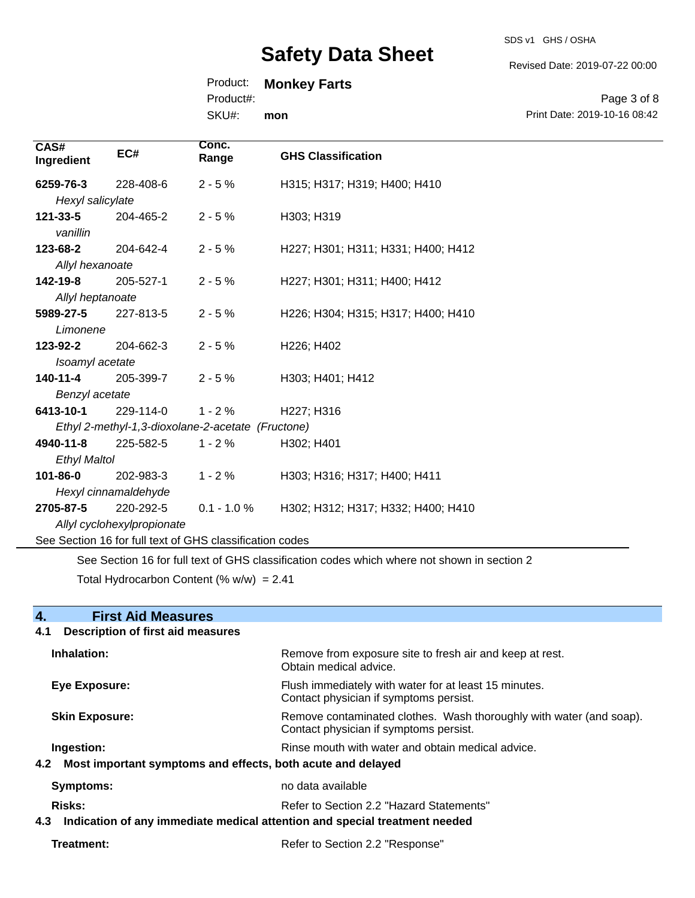| CAS# Ingredient | EC# | Conc. Range | GHS Classification |
|---|---|---|---|
| **6259-76-3** *Hexyl salicylate* | 228-408-6 | 2 - 5 % | H315; H317; H319; H400; H410 |
| **121-33-5** *vanillin* | 204-465-2 | 2 - 5 % | H303; H319 |
| **123-68-2** *Allyl hexanoate* | 204-642-4 | 2 - 5 % | H227; H301; H311; H331; H400; H412 |
| **142-19-8** *Allyl heptanoate* | 205-527-1 | 2 - 5 % | H227; H301; H311; H400; H412 |
| **5989-27-5** *Limonene* | 227-813-5 | 2 - 5 % | H226; H304; H315; H317; H400; H410 |
| **123-92-2** *Isoamyl acetate* | 204-662-3 | 2 - 5 % | H226; H402 |
| **140-11-4** *Benzyl acetate* | 205-399-7 | 2 - 5 % | H303; H401; H412 |
| **6413-10-1** *Ethyl 2-methyl-1,3-dioxolane-2-acetate (Fructone)* | 229-114-0 | 1 - 2 % | H227; H316 |
| **4940-11-8** *Ethyl Maltol* | 225-582-5 | 1 - 2 % | H302; H401 |
| **101-86-0** *Hexyl cinnamaldehyde* | 202-983-3 | 1 - 2 % | H303; H316; H317; H400; H411 |
| **2705-87-5** *Allyl cyclohexylpropionate* | 220-292-5 | 0.1 - 1.0 % | H302; H312; H317; H332; H400; H410 |

See Section 16 for full text of GHS classification codes

See Section 16 for full text of GHS classification codes which where not shown in section 2

Total Hydrocarbon Content (% w/w) = 2.41

## 4. First Aid Measures

### 4.1 Description of first aid measures

**Inhalation:** Remove from exposure site to fresh air and keep at rest. Obtain medical advice.

**Eye Exposure:** Flush immediately with water for at least 15 minutes. Contact physician if symptoms persist.

**Skin Exposure:** Remove contaminated clothes. Wash thoroughly with water (and soap). Contact physician if symptoms persist.

**Ingestion:** Rinse mouth with water and obtain medical advice.

### 4.2 Most important symptoms and effects, both acute and delayed

**Symptoms:** no data available

**Risks:** Refer to Section 2.2 "Hazard Statements"

### 4.3 Indication of any immediate medical attention and special treatment needed

**Treatment:** Refer to Section 2.2 "Response"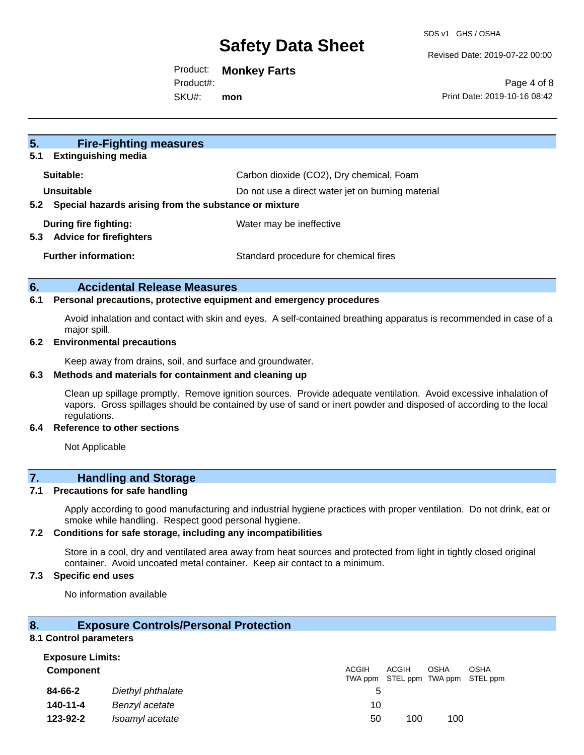## 5. Fire-Fighting measures

### 5.1 Extinguishing media

**Suitable:** Carbon dioxide ($CO_2$), Dry chemical, Foam

**Unsuitable** Do not use a direct water jet on burning material

### 5.2 Special hazards arising from the substance or mixture

**During fire fighting:** Water may be ineffective

### 5.3 Advice for firefighters

**Further information:** Standard procedure for chemical fires

## 6. Accidental Release Measures

### 6.1 Personal precautions, protective equipment and emergency procedures

Avoid inhalation and contact with skin and eyes. A self-contained breathing apparatus is recommended in case of a major spill.

### 6.2 Environmental precautions

Keep away from drains, soil, and surface and groundwater.

### 6.3 Methods and materials for containment and cleaning up

Clean up spillage promptly. Remove ignition sources. Provide adequate ventilation. Avoid excessive inhalation of vapors. Gross spillages should be contained by use of sand or inert powder and disposed of according to the local regulations.

### 6.4 Reference to other sections

Not Applicable

## 7. Handling and Storage

### 7.1 Precautions for safe handling

Apply according to good manufacturing and industrial hygiene practices with proper ventilation. Do not drink, eat or smoke while handling. Respect good personal hygiene.

### 7.2 Conditions for safe storage, including any incompatibilities

Store in a cool, dry and ventilated area away from heat sources and protected from light in tightly closed original container. Avoid uncoated metal container. Keep air contact to a minimum.

### 7.3 Specific end uses

No information available

## 8. Exposure Controls/Personal Protection

### 8.1 Control parameters

**Exposure Limits:**

| Component | | ACGIH TWA ppm | ACGIH STEL ppm | OSHA TWA ppm | OSHA STEL ppm |
|---|---|---|---|---|---|
| **84-66-2** | *Diethyl phthalate* | 5 | | | |
| **140-11-4** | *Benzyl acetate* | 10 | | | |
| **123-92-2** | *Isoamyl acetate* | 50 | 100 | 100 | |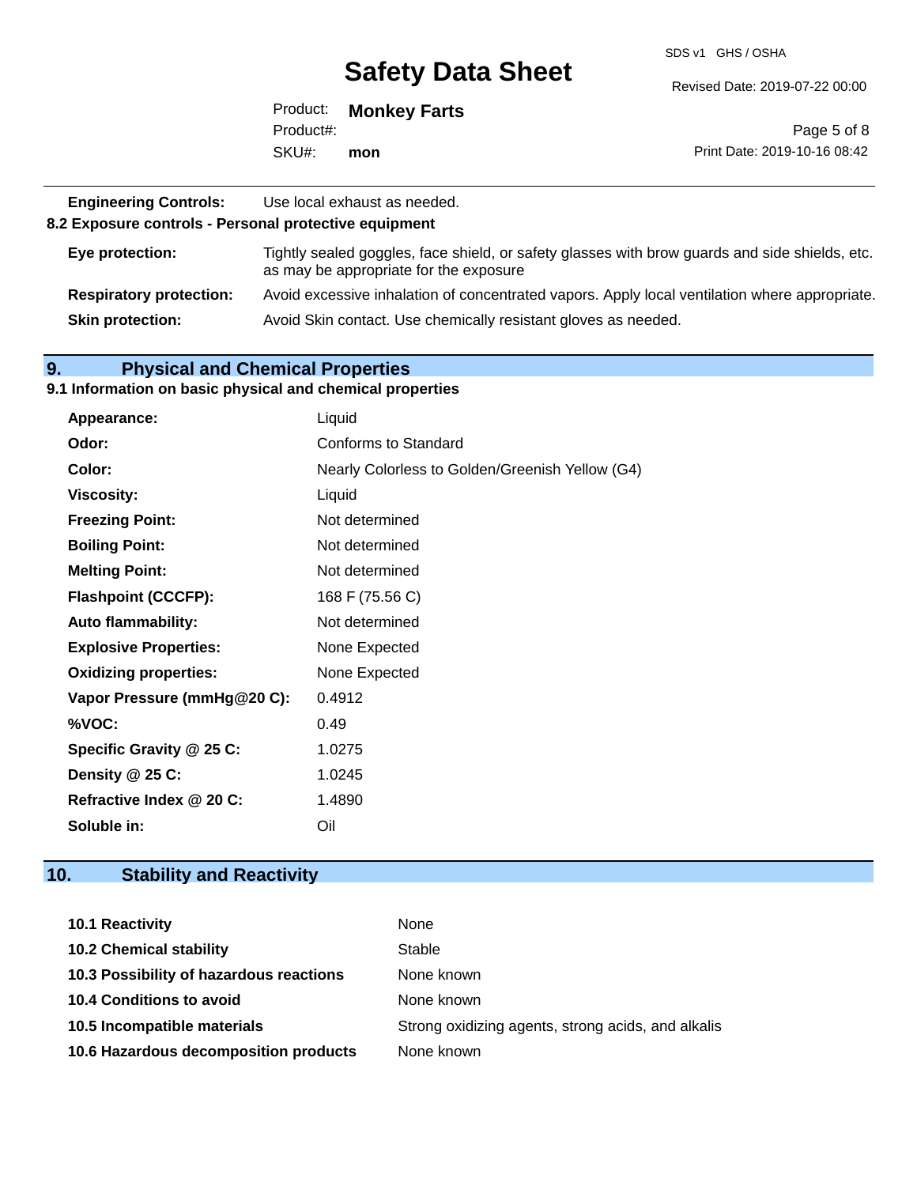| | |
|---|---|
| **Engineering Controls:** | Use local exhaust as needed. |

**8.2 Exposure controls - Personal protective equipment**

| | |
|---|---|
| **Eye protection:** | Tightly sealed goggles, face shield, or safety glasses with brow guards and side shields, etc. as may be appropriate for the exposure |
| **Respiratory protection:** | Avoid excessive inhalation of concentrated vapors. Apply local ventilation where appropriate. |
| **Skin protection:** | Avoid Skin contact. Use chemically resistant gloves as needed. |

## 9. Physical and Chemical Properties

**9.1 Information on basic physical and chemical properties**

| | |
|---|---|
| **Appearance:** | Liquid |
| **Odor:** | Conforms to Standard |
| **Color:** | Nearly Colorless to Golden/Greenish Yellow (G4) |
| **Viscosity:** | Liquid |
| **Freezing Point:** | Not determined |
| **Boiling Point:** | Not determined |
| **Melting Point:** | Not determined |
| **Flashpoint (CCCFP):** | 168 F (75.56 C) |
| **Auto flammability:** | Not determined |
| **Explosive Properties:** | None Expected |
| **Oxidizing properties:** | None Expected |
| **Vapor Pressure (mmHg@20 C):** | 0.4912 |
| **%VOC:** | 0.49 |
| **Specific Gravity @ 25 C:** | 1.0275 |
| **Density @ 25 C:** | 1.0245 |
| **Refractive Index @ 20 C:** | 1.4890 |
| **Soluble in:** | Oil |

## 10. Stability and Reactivity

| | |
|---|---|
| **10.1 Reactivity** | None |
| **10.2 Chemical stability** | Stable |
| **10.3 Possibility of hazardous reactions** | None known |
| **10.4 Conditions to avoid** | None known |
| **10.5 Incompatible materials** | Strong oxidizing agents, strong acids, and alkalis |
| **10.6 Hazardous decomposition products** | None known |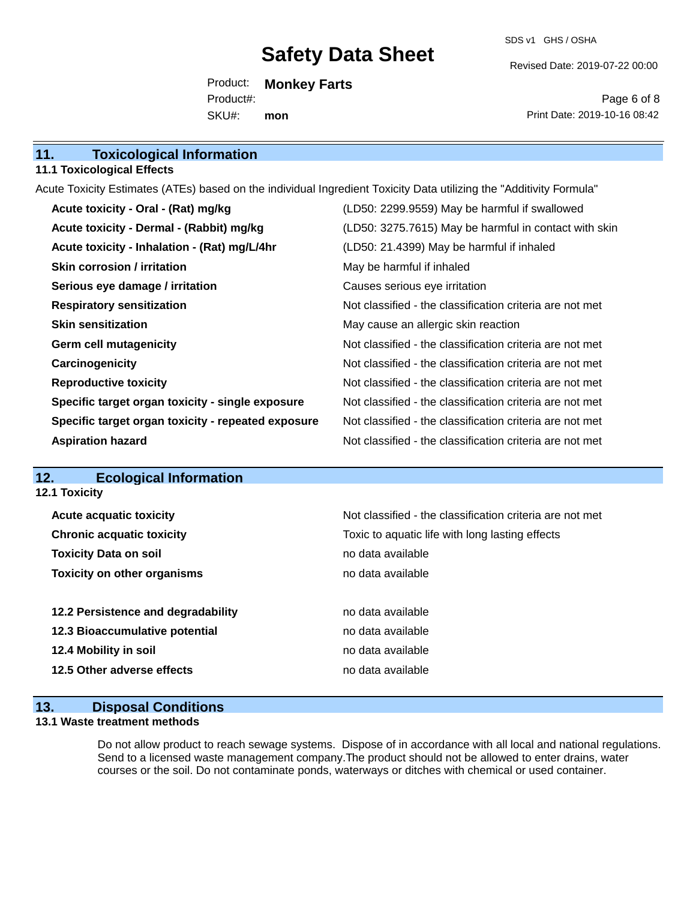## 11. Toxicological Information

### 11.1 Toxicological Effects

Acute Toxicity Estimates (ATEs) based on the individual Ingredient Toxicity Data utilizing the "Additivity Formula"

| | |
|---|---|
| **Acute toxicity - Oral - (Rat) mg/kg** | (LD50: 2299.9559) May be harmful if swallowed |
| **Acute toxicity - Dermal - (Rabbit) mg/kg** | (LD50: 3275.7615) May be harmful in contact with skin |
| **Acute toxicity - Inhalation - (Rat) mg/L/4hr** | (LD50: 21.4399) May be harmful if inhaled |
| **Skin corrosion / irritation** | May be harmful if inhaled |
| **Serious eye damage / irritation** | Causes serious eye irritation |
| **Respiratory sensitization** | Not classified - the classification criteria are not met |
| **Skin sensitization** | May cause an allergic skin reaction |
| **Germ cell mutagenicity** | Not classified - the classification criteria are not met |
| **Carcinogenicity** | Not classified - the classification criteria are not met |
| **Reproductive toxicity** | Not classified - the classification criteria are not met |
| **Specific target organ toxicity - single exposure** | Not classified - the classification criteria are not met |
| **Specific target organ toxicity - repeated exposure** | Not classified - the classification criteria are not met |
| **Aspiration hazard** | Not classified - the classification criteria are not met |

## 12. Ecological Information

### 12.1 Toxicity

| | |
|---|---|
| **Acute acquatic toxicity** | Not classified - the classification criteria are not met |
| **Chronic acquatic toxicity** | Toxic to aquatic life with long lasting effects |
| **Toxicity Data on soil** | no data available |
| **Toxicity on other organisms** | no data available |

| | |
|---|---|
| **12.2 Persistence and degradability** | no data available |
| **12.3 Bioaccumulative potential** | no data available |
| **12.4 Mobility in soil** | no data available |
| **12.5 Other adverse effects** | no data available |

## 13. Disposal Conditions

### 13.1 Waste treatment methods

Do not allow product to reach sewage systems. Dispose of in accordance with all local and national regulations. Send to a licensed waste management company.The product should not be allowed to enter drains, water courses or the soil. Do not contaminate ponds, waterways or ditches with chemical or used container.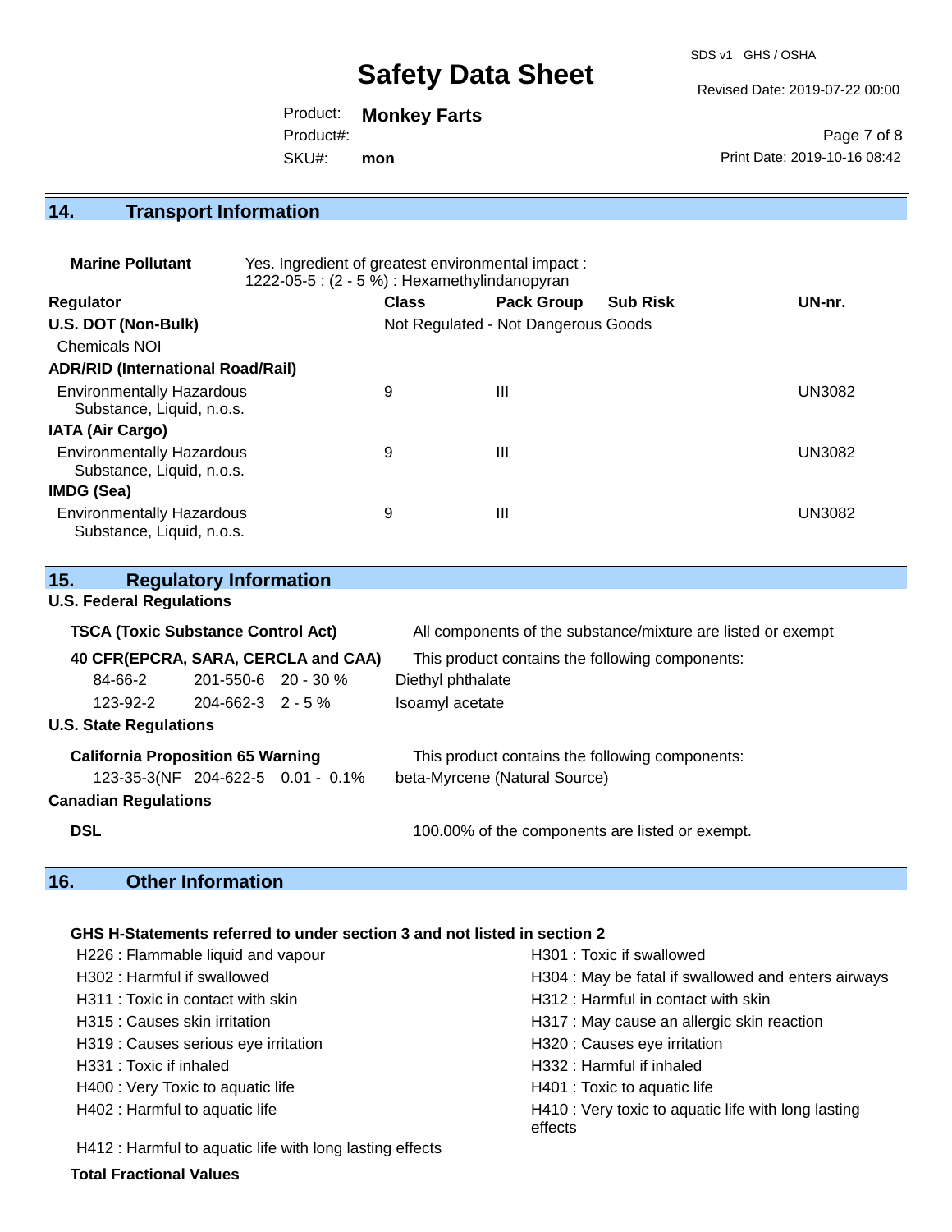## 14. Transport Information

**Marine Pollutant** Yes. Ingredient of greatest environmental impact : 1222-05-5 : (2 - 5 %) : Hexamethylindanopyran

| Regulator | Class | Pack Group | Sub Risk | UN-nr. |
|---|---|---|---|---|
| **U.S. DOT (Non-Bulk)** | Not Regulated - Not Dangerous Goods | | | |
| Chemicals NOI | | | | |
| **ADR/RID (International Road/Rail)** | | | | |
| Environmentally Hazardous Substance, Liquid, n.o.s. | 9 | III | | UN3082 |
| **IATA (Air Cargo)** | | | | |
| Environmentally Hazardous Substance, Liquid, n.o.s. | 9 | III | | UN3082 |
| **IMDG (Sea)** | | | | |
| Environmentally Hazardous Substance, Liquid, n.o.s. | 9 | III | | UN3082 |

## 15. Regulatory Information

### U.S. Federal Regulations

**TSCA (Toxic Substance Control Act)** All components of the substance/mixture are listed or exempt

**40 CFR(EPCRA, SARA, CERCLA and CAA)** This product contains the following components:

| | | | |
|---|---|---|---|
| 84-66-2 | 201-550-6 | 20 - 30 % | Diethyl phthalate |
| 123-92-2 | 204-662-3 | 2 - 5 % | Isoamyl acetate |

### U.S. State Regulations

**California Proposition 65 Warning** This product contains the following components:

| | | | |
|---|---|---|---|
| 123-35-3(NF | 204-622-5 | 0.01 - 0.1% | beta-Myrcene (Natural Source) |

### Canadian Regulations

**DSL** 100.00% of the components are listed or exempt.

## 16. Other Information

**GHS H-Statements referred to under section 3 and not listed in section 2**

- H226 : Flammable liquid and vapour
- H301 : Toxic if swallowed
- H302 : Harmful if swallowed
- H304 : May be fatal if swallowed and enters airways
- H311 : Toxic in contact with skin
- H312 : Harmful in contact with skin
- H315 : Causes skin irritation
- H317 : May cause an allergic skin reaction
- H319 : Causes serious eye irritation
- H320 : Causes eye irritation
- H331 : Toxic if inhaled
- H332 : Harmful if inhaled
- H400 : Very Toxic to aquatic life
- H401 : Toxic to aquatic life
- H402 : Harmful to aquatic life
- H410 : Very toxic to aquatic life with long lasting effects
- H412 : Harmful to aquatic life with long lasting effects

**Total Fractional Values**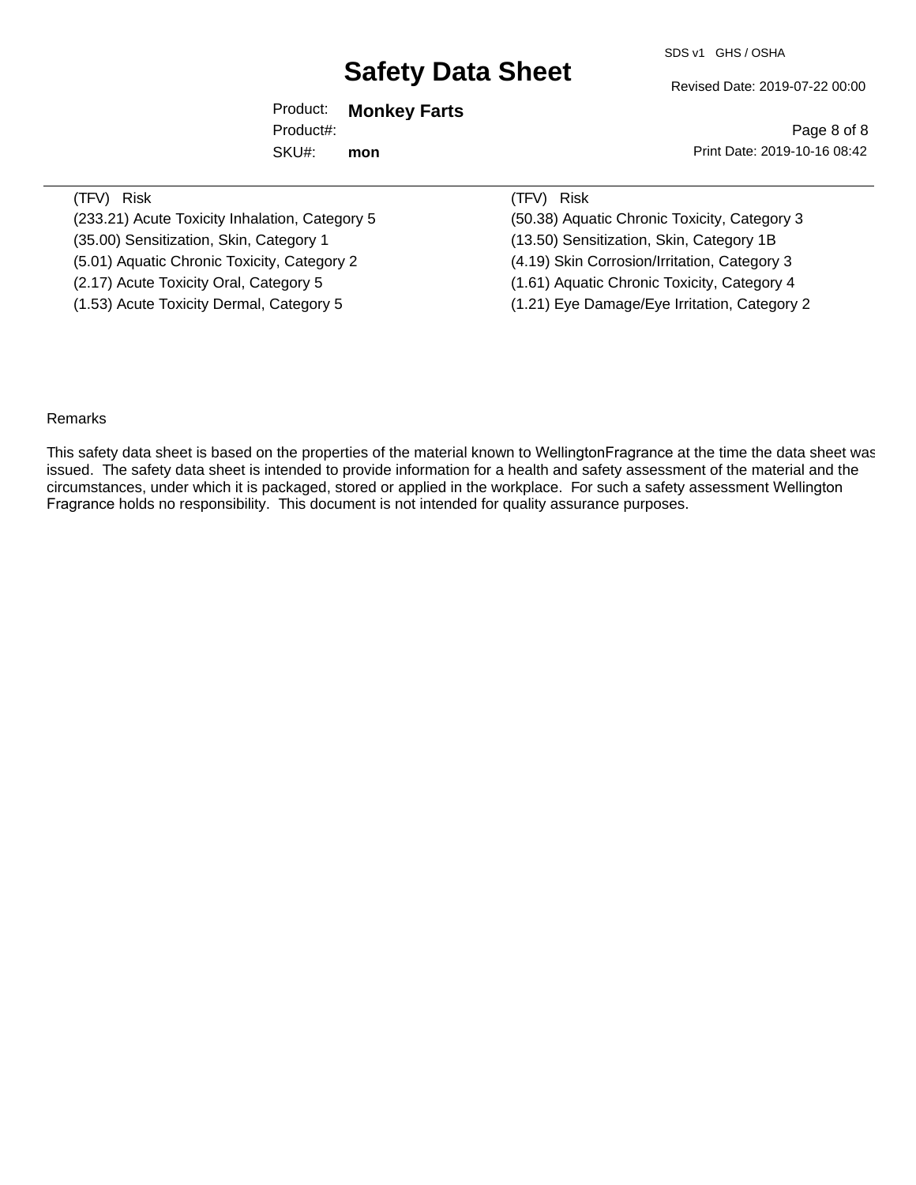| (TFV) Risk | (TFV) Risk |
|---|---|
| (233.21) Acute Toxicity Inhalation, Category 5 | (50.38) Aquatic Chronic Toxicity, Category 3 |
| (35.00) Sensitization, Skin, Category 1 | (13.50) Sensitization, Skin, Category 1B |
| (5.01) Aquatic Chronic Toxicity, Category 2 | (4.19) Skin Corrosion/Irritation, Category 3 |
| (2.17) Acute Toxicity Oral, Category 5 | (1.61) Aquatic Chronic Toxicity, Category 4 |
| (1.53) Acute Toxicity Dermal, Category 5 | (1.21) Eye Damage/Eye Irritation, Category 2 |

Remarks

This safety data sheet is based on the properties of the material known to WellingtonFragrance at the time the data sheet was issued. The safety data sheet is intended to provide information for a health and safety assessment of the material and the circumstances, under which it is packaged, stored or applied in the workplace. For such a safety assessment Wellington Fragrance holds no responsibility. This document is not intended for quality assurance purposes.